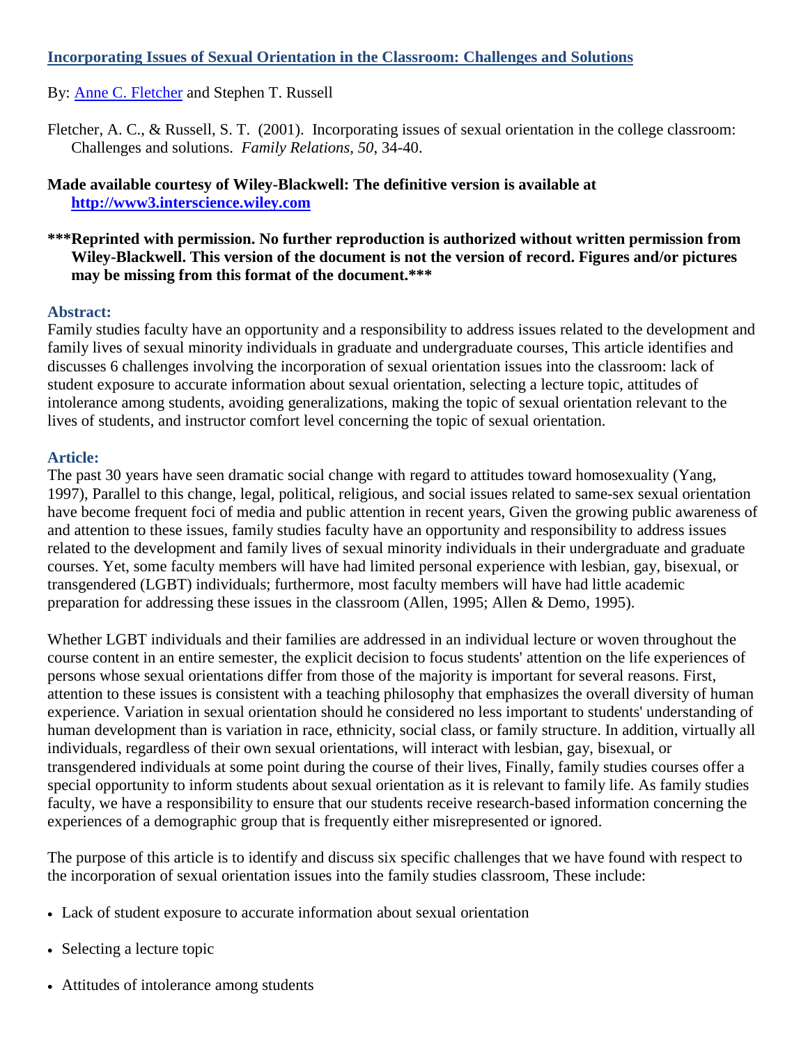# [Incorporating Issues of Sexual Orientation in the Classroom: Challenges and Solutions]

By: [Anne C. Fletcher] and Stephen T. Russell

Fletcher, A. C., & Russell, S. T. (2001). Incorporating issues of sexual orientation in the college classroom: Challenges and solutions. *Family Relations, 50*, 34-40.

**Made available courtesy of Wiley-Blackwell: The definitive version is available at [http://www3.interscience.wiley.com]**

**\*\*\*Reprinted with permission. No further reproduction is authorized without written permission from Wiley-Blackwell. This version of the document is not the version of record. Figures and/or pictures may be missing from this format of the document.\*\*\***

## Abstract:

Family studies faculty have an opportunity and a responsibility to address issues related to the development and family lives of sexual minority individuals in graduate and undergraduate courses, This article identifies and discusses 6 challenges involving the incorporation of sexual orientation issues into the classroom: lack of student exposure to accurate information about sexual orientation, selecting a lecture topic, attitudes of intolerance among students, avoiding generalizations, making the topic of sexual orientation relevant to the lives of students, and instructor comfort level concerning the topic of sexual orientation.

## Article:

The past 30 years have seen dramatic social change with regard to attitudes toward homosexuality (Yang, 1997), Parallel to this change, legal, political, religious, and social issues related to same-sex sexual orientation have become frequent foci of media and public attention in recent years, Given the growing public awareness of and attention to these issues, family studies faculty have an opportunity and responsibility to address issues related to the development and family lives of sexual minority individuals in their undergraduate and graduate courses. Yet, some faculty members will have had limited personal experience with lesbian, gay, bisexual, or transgendered (LGBT) individuals; furthermore, most faculty members will have had little academic preparation for addressing these issues in the classroom (Allen, 1995; Allen & Demo, 1995).

Whether LGBT individuals and their families are addressed in an individual lecture or woven throughout the course content in an entire semester, the explicit decision to focus students' attention on the life experiences of persons whose sexual orientations differ from those of the majority is important for several reasons. First, attention to these issues is consistent with a teaching philosophy that emphasizes the overall diversity of human experience. Variation in sexual orientation should he considered no less important to students' understanding of human development than is variation in race, ethnicity, social class, or family structure. In addition, virtually all individuals, regardless of their own sexual orientations, will interact with lesbian, gay, bisexual, or transgendered individuals at some point during the course of their lives, Finally, family studies courses offer a special opportunity to inform students about sexual orientation as it is relevant to family life. As family studies faculty, we have a responsibility to ensure that our students receive research-based information concerning the experiences of a demographic group that is frequently either misrepresented or ignored.

The purpose of this article is to identify and discuss six specific challenges that we have found with respect to the incorporation of sexual orientation issues into the family studies classroom, These include:

- Lack of student exposure to accurate information about sexual orientation
- Selecting a lecture topic
- Attitudes of intolerance among students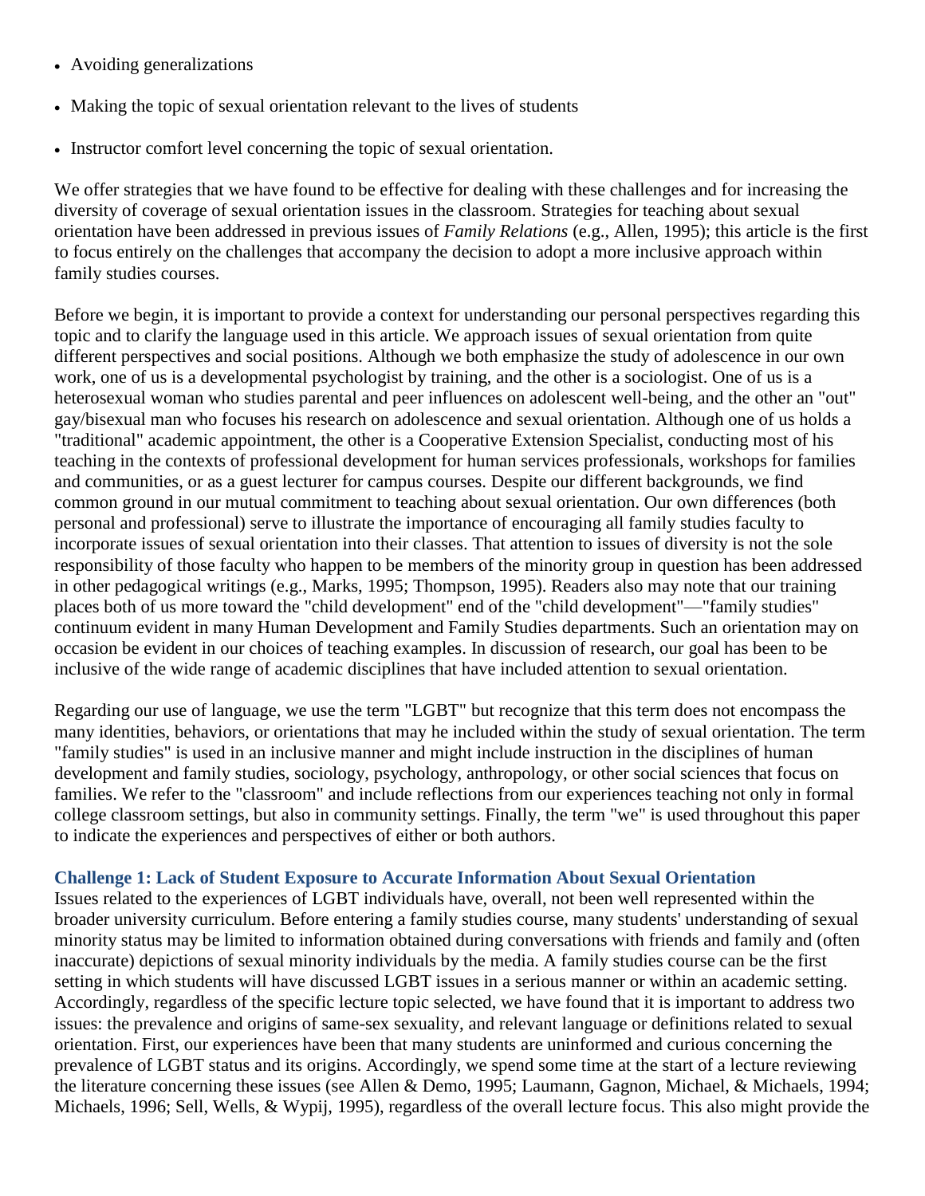- Avoiding generalizations
- Making the topic of sexual orientation relevant to the lives of students
- Instructor comfort level concerning the topic of sexual orientation.

We offer strategies that we have found to be effective for dealing with these challenges and for increasing the diversity of coverage of sexual orientation issues in the classroom. Strategies for teaching about sexual orientation have been addressed in previous issues of *Family Relations* (e.g., Allen, 1995); this article is the first to focus entirely on the challenges that accompany the decision to adopt a more inclusive approach within family studies courses.

Before we begin, it is important to provide a context for understanding our personal perspectives regarding this topic and to clarify the language used in this article. We approach issues of sexual orientation from quite different perspectives and social positions. Although we both emphasize the study of adolescence in our own work, one of us is a developmental psychologist by training, and the other is a sociologist. One of us is a heterosexual woman who studies parental and peer influences on adolescent well-being, and the other an "out" gay/bisexual man who focuses his research on adolescence and sexual orientation. Although one of us holds a "traditional" academic appointment, the other is a Cooperative Extension Specialist, conducting most of his teaching in the contexts of professional development for human services professionals, workshops for families and communities, or as a guest lecturer for campus courses. Despite our different backgrounds, we find common ground in our mutual commitment to teaching about sexual orientation. Our own differences (both personal and professional) serve to illustrate the importance of encouraging all family studies faculty to incorporate issues of sexual orientation into their classes. That attention to issues of diversity is not the sole responsibility of those faculty who happen to be members of the minority group in question has been addressed in other pedagogical writings (e.g., Marks, 1995; Thompson, 1995). Readers also may note that our training places both of us more toward the "child development" end of the "child development"—"family studies" continuum evident in many Human Development and Family Studies departments. Such an orientation may on occasion be evident in our choices of teaching examples. In discussion of research, our goal has been to be inclusive of the wide range of academic disciplines that have included attention to sexual orientation.

Regarding our use of language, we use the term "LGBT" but recognize that this term does not encompass the many identities, behaviors, or orientations that may he included within the study of sexual orientation. The term "family studies" is used in an inclusive manner and might include instruction in the disciplines of human development and family studies, sociology, psychology, anthropology, or other social sciences that focus on families. We refer to the "classroom" and include reflections from our experiences teaching not only in formal college classroom settings, but also in community settings. Finally, the term "we" is used throughout this paper to indicate the experiences and perspectives of either or both authors.

### Challenge 1: Lack of Student Exposure to Accurate Information About Sexual Orientation

Issues related to the experiences of LGBT individuals have, overall, not been well represented within the broader university curriculum. Before entering a family studies course, many students' understanding of sexual minority status may be limited to information obtained during conversations with friends and family and (often inaccurate) depictions of sexual minority individuals by the media. A family studies course can be the first setting in which students will have discussed LGBT issues in a serious manner or within an academic setting. Accordingly, regardless of the specific lecture topic selected, we have found that it is important to address two issues: the prevalence and origins of same-sex sexuality, and relevant language or definitions related to sexual orientation. First, our experiences have been that many students are uninformed and curious concerning the prevalence of LGBT status and its origins. Accordingly, we spend some time at the start of a lecture reviewing the literature concerning these issues (see Allen & Demo, 1995; Laumann, Gagnon, Michael, & Michaels, 1994; Michaels, 1996; Sell, Wells, & Wypij, 1995), regardless of the overall lecture focus. This also might provide the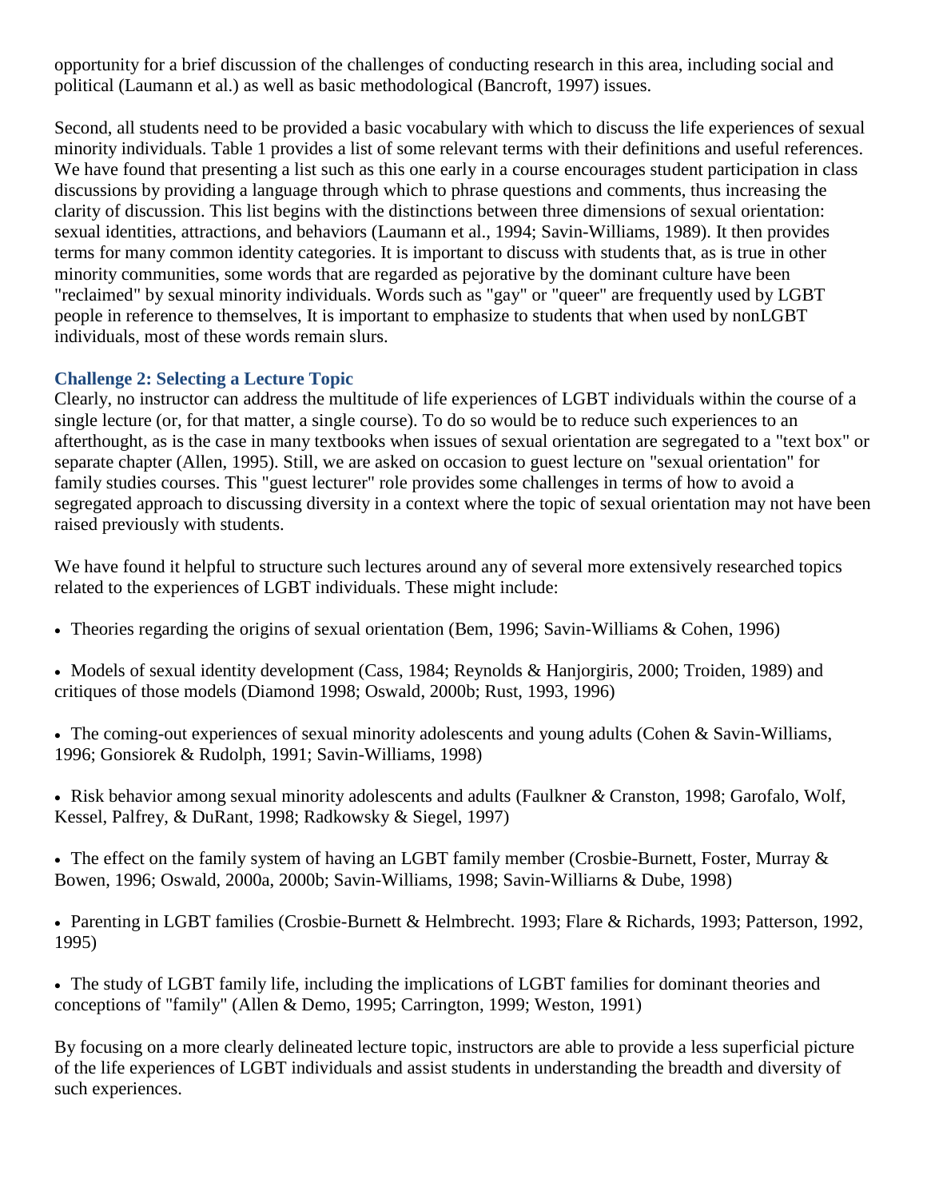opportunity for a brief discussion of the challenges of conducting research in this area, including social and political (Laumann et al.) as well as basic methodological (Bancroft, 1997) issues.

Second, all students need to be provided a basic vocabulary with which to discuss the life experiences of sexual minority individuals. Table 1 provides a list of some relevant terms with their definitions and useful references. We have found that presenting a list such as this one early in a course encourages student participation in class discussions by providing a language through which to phrase questions and comments, thus increasing the clarity of discussion. This list begins with the distinctions between three dimensions of sexual orientation: sexual identities, attractions, and behaviors (Laumann et al., 1994; Savin-Williams, 1989). It then provides terms for many common identity categories. It is important to discuss with students that, as is true in other minority communities, some words that are regarded as pejorative by the dominant culture have been "reclaimed" by sexual minority individuals. Words such as "gay" or "queer" are frequently used by LGBT people in reference to themselves, It is important to emphasize to students that when used by nonLGBT individuals, most of these words remain slurs.

### Challenge 2: Selecting a Lecture Topic

Clearly, no instructor can address the multitude of life experiences of LGBT individuals within the course of a single lecture (or, for that matter, a single course). To do so would be to reduce such experiences to an afterthought, as is the case in many textbooks when issues of sexual orientation are segregated to a "text box" or separate chapter (Allen, 1995). Still, we are asked on occasion to guest lecture on "sexual orientation" for family studies courses. This "guest lecturer" role provides some challenges in terms of how to avoid a segregated approach to discussing diversity in a context where the topic of sexual orientation may not have been raised previously with students.

We have found it helpful to structure such lectures around any of several more extensively researched topics related to the experiences of LGBT individuals. These might include:

- Theories regarding the origins of sexual orientation (Bem, 1996; Savin-Williams & Cohen, 1996)
- Models of sexual identity development (Cass, 1984; Reynolds & Hanjorgiris, 2000; Troiden, 1989) and critiques of those models (Diamond 1998; Oswald, 2000b; Rust, 1993, 1996)
- The coming-out experiences of sexual minority adolescents and young adults (Cohen & Savin-Williams, 1996; Gonsiorek & Rudolph, 1991; Savin-Williams, 1998)
- Risk behavior among sexual minority adolescents and adults (Faulkner & Cranston, 1998; Garofalo, Wolf, Kessel, Palfrey, & DuRant, 1998; Radkowsky & Siegel, 1997)
- The effect on the family system of having an LGBT family member (Crosbie-Burnett, Foster, Murray & Bowen, 1996; Oswald, 2000a, 2000b; Savin-Williams, 1998; Savin-Williarns & Dube, 1998)
- Parenting in LGBT families (Crosbie-Burnett & Helmbrecht. 1993; Flare & Richards, 1993; Patterson, 1992, 1995)
- The study of LGBT family life, including the implications of LGBT families for dominant theories and conceptions of "family" (Allen & Demo, 1995; Carrington, 1999; Weston, 1991)

By focusing on a more clearly delineated lecture topic, instructors are able to provide a less superficial picture of the life experiences of LGBT individuals and assist students in understanding the breadth and diversity of such experiences.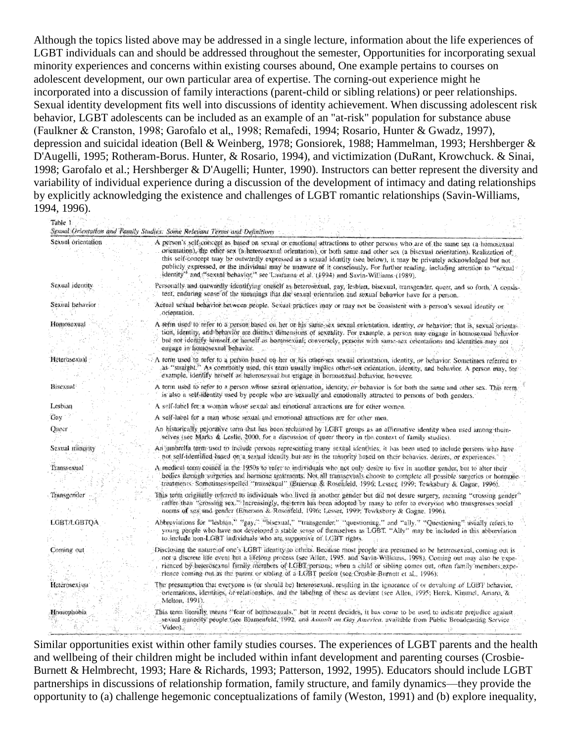Although the topics listed above may be addressed in a single lecture, information about the life experiences of LGBT individuals can and should be addressed throughout the semester, Opportunities for incorporating sexual minority experiences and concerns within existing courses abound, One example pertains to courses on adolescent development, our own particular area of expertise. The corning-out experience might he incorporated into a discussion of family interactions (parent-child or sibling relations) or peer relationships. Sexual identity development fits well into discussions of identity achievement. When discussing adolescent risk behavior, LGBT adolescents can be included as an example of an "at-risk" population for substance abuse (Faulkner & Cranston, 1998; Garofalo et al,, 1998; Remafedi, 1994; Rosario, Hunter & Gwadz, 1997), depression and suicidal ideation (Bell & Weinberg, 1978; Gonsiorek, 1988; Hammelman, 1993; Hershberger & D'Augelli, 1995; Rotheram-Borus. Hunter, & Rosario, 1994), and victimization (DuRant, Krowchuck. & Sinai, 1998; Garofalo et al.; Hershberger & D'Augelli; Hunter, 1990). Instructors can better represent the diversity and variability of individual experience during a discussion of the development of intimacy and dating relationships by explicitly acknowledging the existence and challenges of LGBT romantic relationships (Savin-Williams, 1994, 1996).

Table 1
*Sexual Orientation and Family Studies: Some Relevant Terms and Definitions*

| | |
|---|---|
| Sexual orientation | A person's self-concept as based on sexual or emotional attractions to other persons who are of the same sex (a homosexual orientation), the other sex (a heterosexual orientation), or both same and other sex (a bisexual orientation). Realization of this self-concept may be outwardly expressed as a sexual identity (see below), it may be privately acknowledged but not publicly expressed, or the individual may be unaware of it consciously. For further reading, including attention to "sexual identity" and "sexual behavior," see Laumann et al. (1994) and Savin-Williams (1989). |
| Sexual identity | Personally and outwardly identifying oneself as heterosexual, gay, lesbian, bisexual, transgender, queer, and so forth. A consistent, enduring sense of the meanings that the sexual orientation and sexual behavior have for a person. |
| Sexual behavior | Actual sexual behavior between people. Sexual practices may or may not be consistent with a person's sexual identity or orientation. |
| Homosexual | A term used to refer to a person based on her or his same-sex sexual orientation, identity, *or* behavior; that is, sexual orientation, identity, and behavior are distinct dimensions of sexuality. For example, a person may engage in homosexual behavior but not identify himself or herself as homosexual; conversely, persons with same-sex orientations and identities may not engage in homosexual behavior. |
| Heterosexual | A term used to refer to a person based on her or his other-sex sexual orientation, identity, *or* behavior. Sometimes referred to as "straight." As commonly used, this term usually implies other-sex orientation, identity, and behavior. A person may, for example, identify herself as heterosexual but engage in homosexual behavior, however. |
| Bisexual | A term used to refer to a person whose sexual orientation, identity, *or* behavior is for both the same and other sex. This term is also a self-identity used by people who are sexually and emotionally attracted to persons of both genders. |
| Lesbian | A self-label for a woman whose sexual and emotional attractions are for other women. |
| Gay | A self-label for a man whose sexual and emotional attractions are for other men. |
| Queer | An historically pejorative term that has been reclaimed by LGBT groups as an affirmative identity when used among themselves (see Marks & Leslie, 2000, for a discussion of queer theory in the context of family studies). |
| Sexual minority | An umbrella term used to include persons representing many sexual identities; it has been used to include persons who have not self-identified based on a sexual identity but are in the minority based on their behavior, desires, or experiences. |
| Transsexual | A medical term coined in the 1950s to refer to individuals who not only desire to live in another gender, but to alter their bodies through surgeries and hormone treatments. Not all transsexuals choose to complete all possible surgeries or hormone treatments. Sometimes spelled "transexual" (Emerson & Rosenfeld, 1996; Lesser, 1999; Tewksbury & Gagne, 1996). |
| Transgender | This term originally referred to individuals who lived in another gender but did not desire surgery, meaning "crossing gender" rather than "crossing sex." Increasingly, the term has been adopted by many to refer to everyone who transgresses social norms of sex and gender (Emerson & Rosenfeld, 1996; Lesser, 1999; Tewksbury & Gagne, 1996). |
| LGBT/LGBTQA | Abbreviations for "lesbian," "gay," "bisexual," "transgender," "questioning," and "ally." "Questioning" usually refers to young people who have not developed a stable sense of themselves as LGBT. "Ally" may be included in this abbreviation to include non-LGBT individuals who are supportive of LGBT rights. |
| Coming out | Disclosing the nature of one's LGBT identity to others. Because most people are presumed to be heterosexual, coming out is not a discrete life event but a lifelong process (see Allen, 1995, and Savin-Williams, 1998). Coming out may also be experienced by heterosexual family members of LGBT persons; when a child or sibling comes out, often family members experience coming out as the parent or sibling of a LGBT person (see Crosbie-Burnett et al., 1996). |
| Heterosexism | The presumption that everyone is (or should be) heterosexual, resulting in the ignorance of or devaluing of LGBT behavior, orientations, identities, or relationships, and the labeling of these as deviant (see Allen, 1995; Herek, Kimmel, Amaro, & Melton, 1991). |
| Homophobia | This term literally means "fear of homosexuals," but in recent decades, it has come to be used to indicate prejudice against sexual minority people (see Blumenfeld, 1992, and *Assault on Gay America*, available from Public Broadcasting Service Video). |

Similar opportunities exist within other family studies courses. The experiences of LGBT parents and the health and wellbeing of their children might be included within infant development and parenting courses (Crosbie-Burnett & Helmbrecht, 1993; Hare & Richards, 1993; Patterson, 1992, 1995). Educators should include LGBT partnerships in discussions of relationship formation, family structure, and family dynamics—they provide the opportunity to (a) challenge hegemonic conceptualizations of family (Weston, 1991) and (b) explore inequality,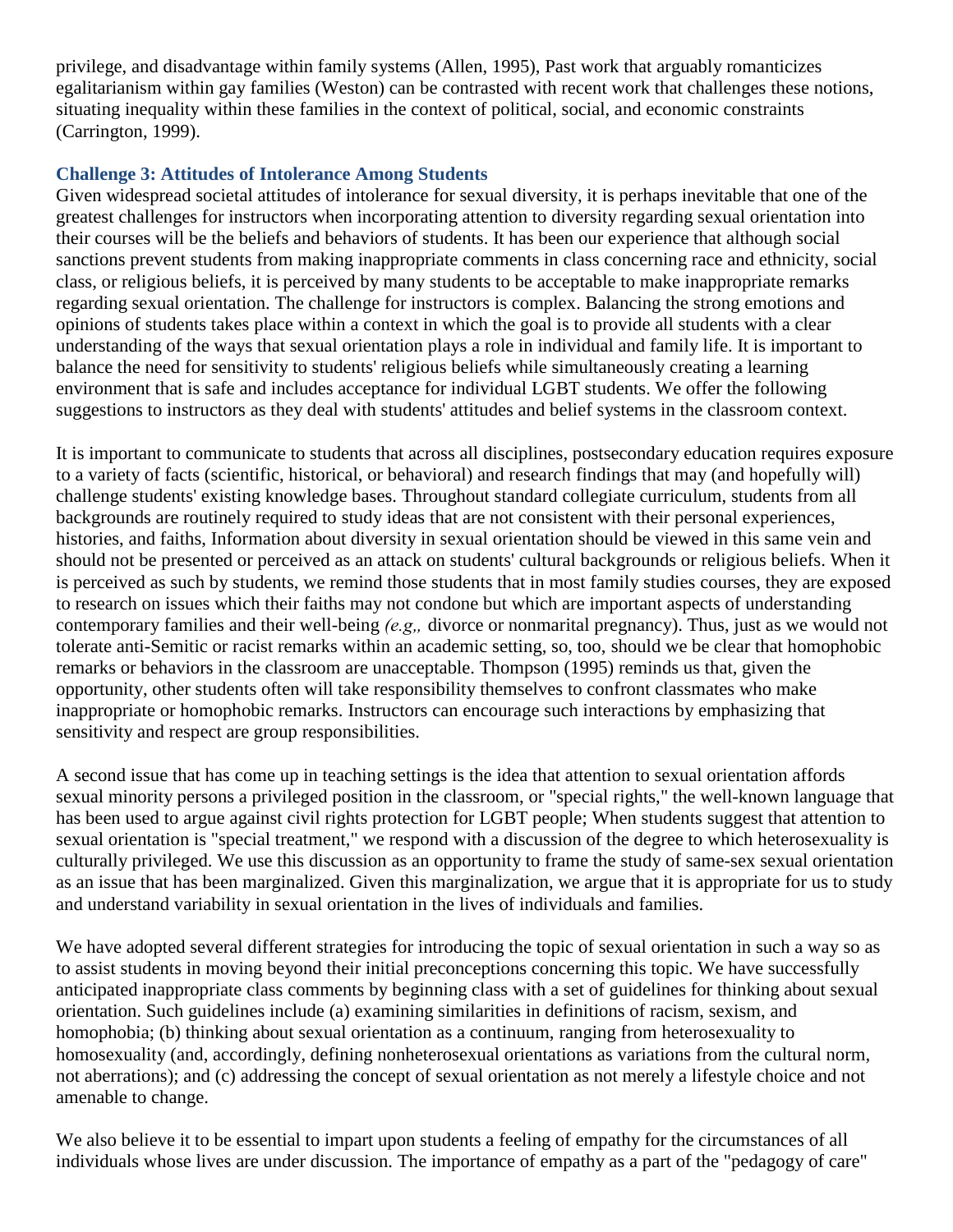privilege, and disadvantage within family systems (Allen, 1995), Past work that arguably romanticizes egalitarianism within gay families (Weston) can be contrasted with recent work that challenges these notions, situating inequality within these families in the context of political, social, and economic constraints (Carrington, 1999).

### Challenge 3: Attitudes of Intolerance Among Students

Given widespread societal attitudes of intolerance for sexual diversity, it is perhaps inevitable that one of the greatest challenges for instructors when incorporating attention to diversity regarding sexual orientation into their courses will be the beliefs and behaviors of students. It has been our experience that although social sanctions prevent students from making inappropriate comments in class concerning race and ethnicity, social class, or religious beliefs, it is perceived by many students to be acceptable to make inappropriate remarks regarding sexual orientation. The challenge for instructors is complex. Balancing the strong emotions and opinions of students takes place within a context in which the goal is to provide all students with a clear understanding of the ways that sexual orientation plays a role in individual and family life. It is important to balance the need for sensitivity to students' religious beliefs while simultaneously creating a learning environment that is safe and includes acceptance for individual LGBT students. We offer the following suggestions to instructors as they deal with students' attitudes and belief systems in the classroom context.

It is important to communicate to students that across all disciplines, postsecondary education requires exposure to a variety of facts (scientific, historical, or behavioral) and research findings that may (and hopefully will) challenge students' existing knowledge bases. Throughout standard collegiate curriculum, students from all backgrounds are routinely required to study ideas that are not consistent with their personal experiences, histories, and faiths, Information about diversity in sexual orientation should be viewed in this same vein and should not be presented or perceived as an attack on students' cultural backgrounds or religious beliefs. When it is perceived as such by students, we remind those students that in most family studies courses, they are exposed to research on issues which their faiths may not condone but which are important aspects of understanding contemporary families and their well-being *(e.g.,* divorce or nonmarital pregnancy). Thus, just as we would not tolerate anti-Semitic or racist remarks within an academic setting, so, too, should we be clear that homophobic remarks or behaviors in the classroom are unacceptable. Thompson (1995) reminds us that, given the opportunity, other students often will take responsibility themselves to confront classmates who make inappropriate or homophobic remarks. Instructors can encourage such interactions by emphasizing that sensitivity and respect are group responsibilities.

A second issue that has come up in teaching settings is the idea that attention to sexual orientation affords sexual minority persons a privileged position in the classroom, or "special rights," the well-known language that has been used to argue against civil rights protection for LGBT people; When students suggest that attention to sexual orientation is "special treatment," we respond with a discussion of the degree to which heterosexuality is culturally privileged. We use this discussion as an opportunity to frame the study of same-sex sexual orientation as an issue that has been marginalized. Given this marginalization, we argue that it is appropriate for us to study and understand variability in sexual orientation in the lives of individuals and families.

We have adopted several different strategies for introducing the topic of sexual orientation in such a way so as to assist students in moving beyond their initial preconceptions concerning this topic. We have successfully anticipated inappropriate class comments by beginning class with a set of guidelines for thinking about sexual orientation. Such guidelines include (a) examining similarities in definitions of racism, sexism, and homophobia; (b) thinking about sexual orientation as a continuum, ranging from heterosexuality to homosexuality (and, accordingly, defining nonheterosexual orientations as variations from the cultural norm, not aberrations); and (c) addressing the concept of sexual orientation as not merely a lifestyle choice and not amenable to change.

We also believe it to be essential to impart upon students a feeling of empathy for the circumstances of all individuals whose lives are under discussion. The importance of empathy as a part of the "pedagogy of care"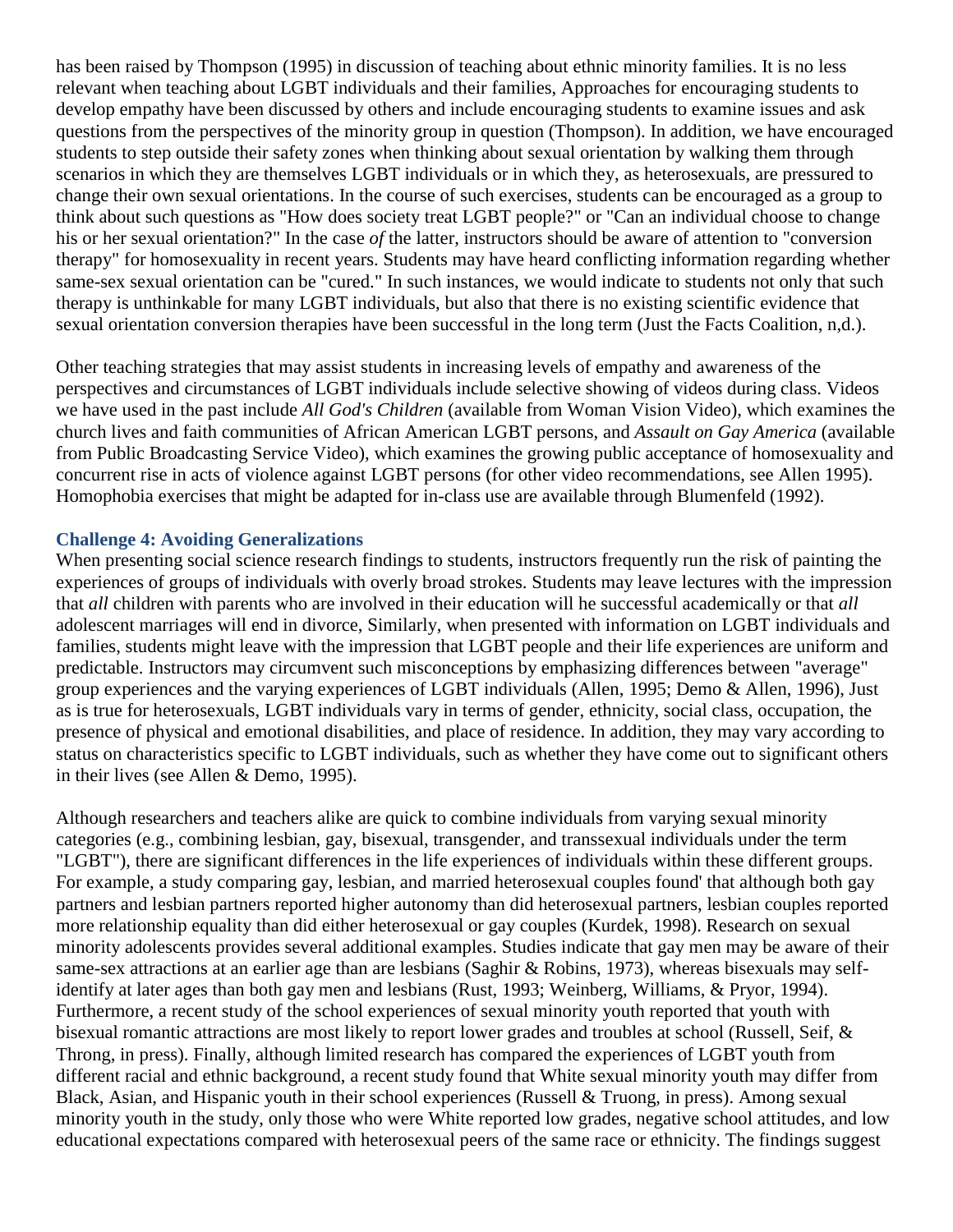has been raised by Thompson (1995) in discussion of teaching about ethnic minority families. It is no less relevant when teaching about LGBT individuals and their families, Approaches for encouraging students to develop empathy have been discussed by others and include encouraging students to examine issues and ask questions from the perspectives of the minority group in question (Thompson). In addition, we have encouraged students to step outside their safety zones when thinking about sexual orientation by walking them through scenarios in which they are themselves LGBT individuals or in which they, as heterosexuals, are pressured to change their own sexual orientations. In the course of such exercises, students can be encouraged as a group to think about such questions as "How does society treat LGBT people?" or "Can an individual choose to change his or her sexual orientation?" In the case *of* the latter, instructors should be aware of attention to "conversion therapy" for homosexuality in recent years. Students may have heard conflicting information regarding whether same-sex sexual orientation can be "cured." In such instances, we would indicate to students not only that such therapy is unthinkable for many LGBT individuals, but also that there is no existing scientific evidence that sexual orientation conversion therapies have been successful in the long term (Just the Facts Coalition, n,d.).

Other teaching strategies that may assist students in increasing levels of empathy and awareness of the perspectives and circumstances of LGBT individuals include selective showing of videos during class. Videos we have used in the past include *All God's Children* (available from Woman Vision Video), which examines the church lives and faith communities of African American LGBT persons, and *Assault on Gay America* (available from Public Broadcasting Service Video), which examines the growing public acceptance of homosexuality and concurrent rise in acts of violence against LGBT persons (for other video recommendations, see Allen 1995). Homophobia exercises that might be adapted for in-class use are available through Blumenfeld (1992).

### Challenge 4: Avoiding Generalizations

When presenting social science research findings to students, instructors frequently run the risk of painting the experiences of groups of individuals with overly broad strokes. Students may leave lectures with the impression that *all* children with parents who are involved in their education will he successful academically or that *all* adolescent marriages will end in divorce, Similarly, when presented with information on LGBT individuals and families, students might leave with the impression that LGBT people and their life experiences are uniform and predictable. Instructors may circumvent such misconceptions by emphasizing differences between "average" group experiences and the varying experiences of LGBT individuals (Allen, 1995; Demo & Allen, 1996), Just as is true for heterosexuals, LGBT individuals vary in terms of gender, ethnicity, social class, occupation, the presence of physical and emotional disabilities, and place of residence. In addition, they may vary according to status on characteristics specific to LGBT individuals, such as whether they have come out to significant others in their lives (see Allen & Demo, 1995).

Although researchers and teachers alike are quick to combine individuals from varying sexual minority categories (e.g., combining lesbian, gay, bisexual, transgender, and transsexual individuals under the term "LGBT"), there are significant differences in the life experiences of individuals within these different groups. For example, a study comparing gay, lesbian, and married heterosexual couples found' that although both gay partners and lesbian partners reported higher autonomy than did heterosexual partners, lesbian couples reported more relationship equality than did either heterosexual or gay couples (Kurdek, 1998). Research on sexual minority adolescents provides several additional examples. Studies indicate that gay men may be aware of their same-sex attractions at an earlier age than are lesbians (Saghir & Robins, 1973), whereas bisexuals may self-identify at later ages than both gay men and lesbians (Rust, 1993; Weinberg, Williams, & Pryor, 1994). Furthermore, a recent study of the school experiences of sexual minority youth reported that youth with bisexual romantic attractions are most likely to report lower grades and troubles at school (Russell, Seif, & Throng, in press). Finally, although limited research has compared the experiences of LGBT youth from different racial and ethnic background, a recent study found that White sexual minority youth may differ from Black, Asian, and Hispanic youth in their school experiences (Russell & Truong, in press). Among sexual minority youth in the study, only those who were White reported low grades, negative school attitudes, and low educational expectations compared with heterosexual peers of the same race or ethnicity. The findings suggest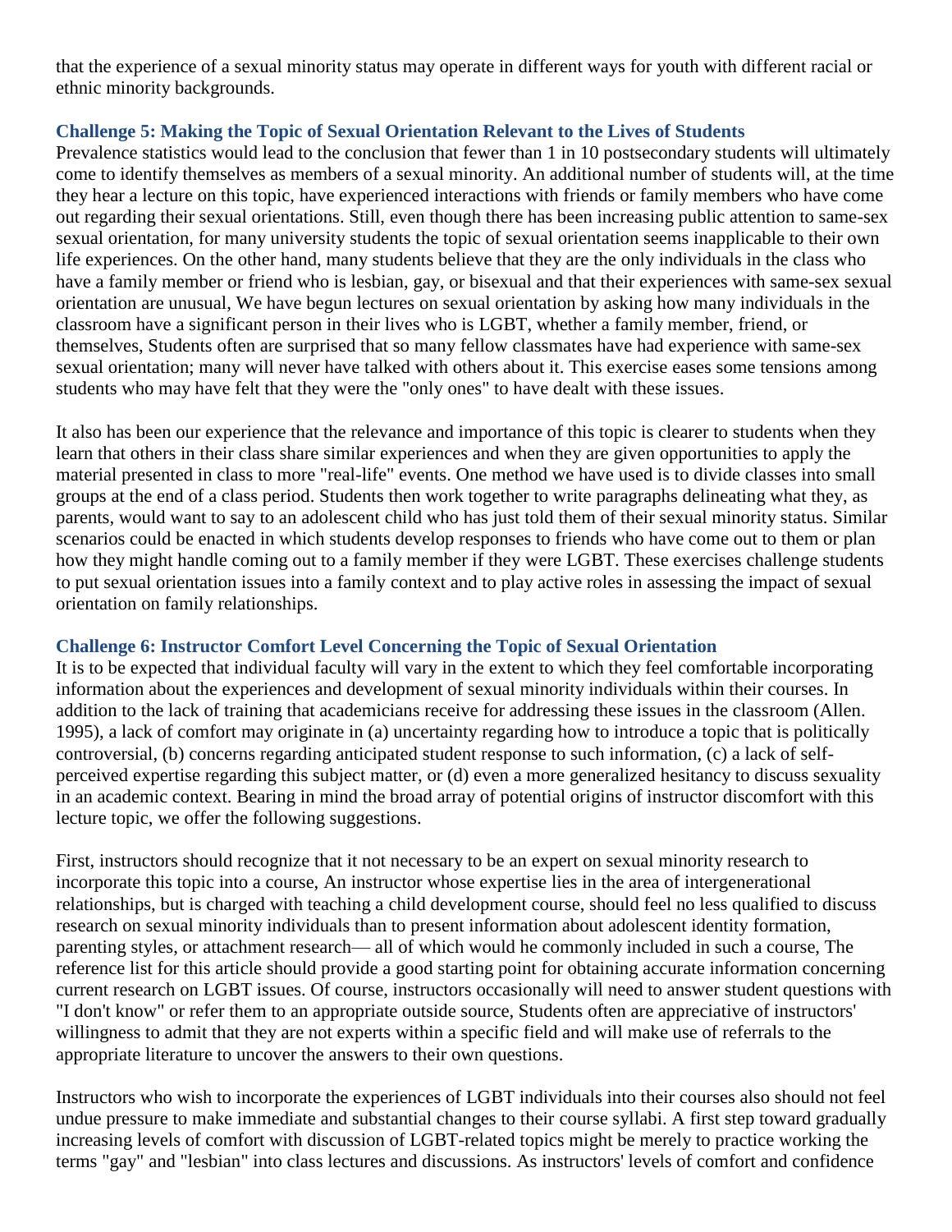that the experience of a sexual minority status may operate in different ways for youth with different racial or ethnic minority backgrounds.

### Challenge 5: Making the Topic of Sexual Orientation Relevant to the Lives of Students

Prevalence statistics would lead to the conclusion that fewer than 1 in 10 postsecondary students will ultimately come to identify themselves as members of a sexual minority. An additional number of students will, at the time they hear a lecture on this topic, have experienced interactions with friends or family members who have come out regarding their sexual orientations. Still, even though there has been increasing public attention to same-sex sexual orientation, for many university students the topic of sexual orientation seems inapplicable to their own life experiences. On the other hand, many students believe that they are the only individuals in the class who have a family member or friend who is lesbian, gay, or bisexual and that their experiences with same-sex sexual orientation are unusual, We have begun lectures on sexual orientation by asking how many individuals in the classroom have a significant person in their lives who is LGBT, whether a family member, friend, or themselves, Students often are surprised that so many fellow classmates have had experience with same-sex sexual orientation; many will never have talked with others about it. This exercise eases some tensions among students who may have felt that they were the "only ones" to have dealt with these issues.

It also has been our experience that the relevance and importance of this topic is clearer to students when they learn that others in their class share similar experiences and when they are given opportunities to apply the material presented in class to more "real-life" events. One method we have used is to divide classes into small groups at the end of a class period. Students then work together to write paragraphs delineating what they, as parents, would want to say to an adolescent child who has just told them of their sexual minority status. Similar scenarios could be enacted in which students develop responses to friends who have come out to them or plan how they might handle coming out to a family member if they were LGBT. These exercises challenge students to put sexual orientation issues into a family context and to play active roles in assessing the impact of sexual orientation on family relationships.

### Challenge 6: Instructor Comfort Level Concerning the Topic of Sexual Orientation

It is to be expected that individual faculty will vary in the extent to which they feel comfortable incorporating information about the experiences and development of sexual minority individuals within their courses. In addition to the lack of training that academicians receive for addressing these issues in the classroom (Allen. 1995), a lack of comfort may originate in (a) uncertainty regarding how to introduce a topic that is politically controversial, (b) concerns regarding anticipated student response to such information, (c) a lack of self-perceived expertise regarding this subject matter, or (d) even a more generalized hesitancy to discuss sexuality in an academic context. Bearing in mind the broad array of potential origins of instructor discomfort with this lecture topic, we offer the following suggestions.

First, instructors should recognize that it not necessary to be an expert on sexual minority research to incorporate this topic into a course, An instructor whose expertise lies in the area of intergenerational relationships, but is charged with teaching a child development course, should feel no less qualified to discuss research on sexual minority individuals than to present information about adolescent identity formation, parenting styles, or attachment research— all of which would he commonly included in such a course, The reference list for this article should provide a good starting point for obtaining accurate information concerning current research on LGBT issues. Of course, instructors occasionally will need to answer student questions with "I don't know" or refer them to an appropriate outside source, Students often are appreciative of instructors' willingness to admit that they are not experts within a specific field and will make use of referrals to the appropriate literature to uncover the answers to their own questions.

Instructors who wish to incorporate the experiences of LGBT individuals into their courses also should not feel undue pressure to make immediate and substantial changes to their course syllabi. A first step toward gradually increasing levels of comfort with discussion of LGBT-related topics might be merely to practice working the terms "gay" and "lesbian" into class lectures and discussions. As instructors' levels of comfort and confidence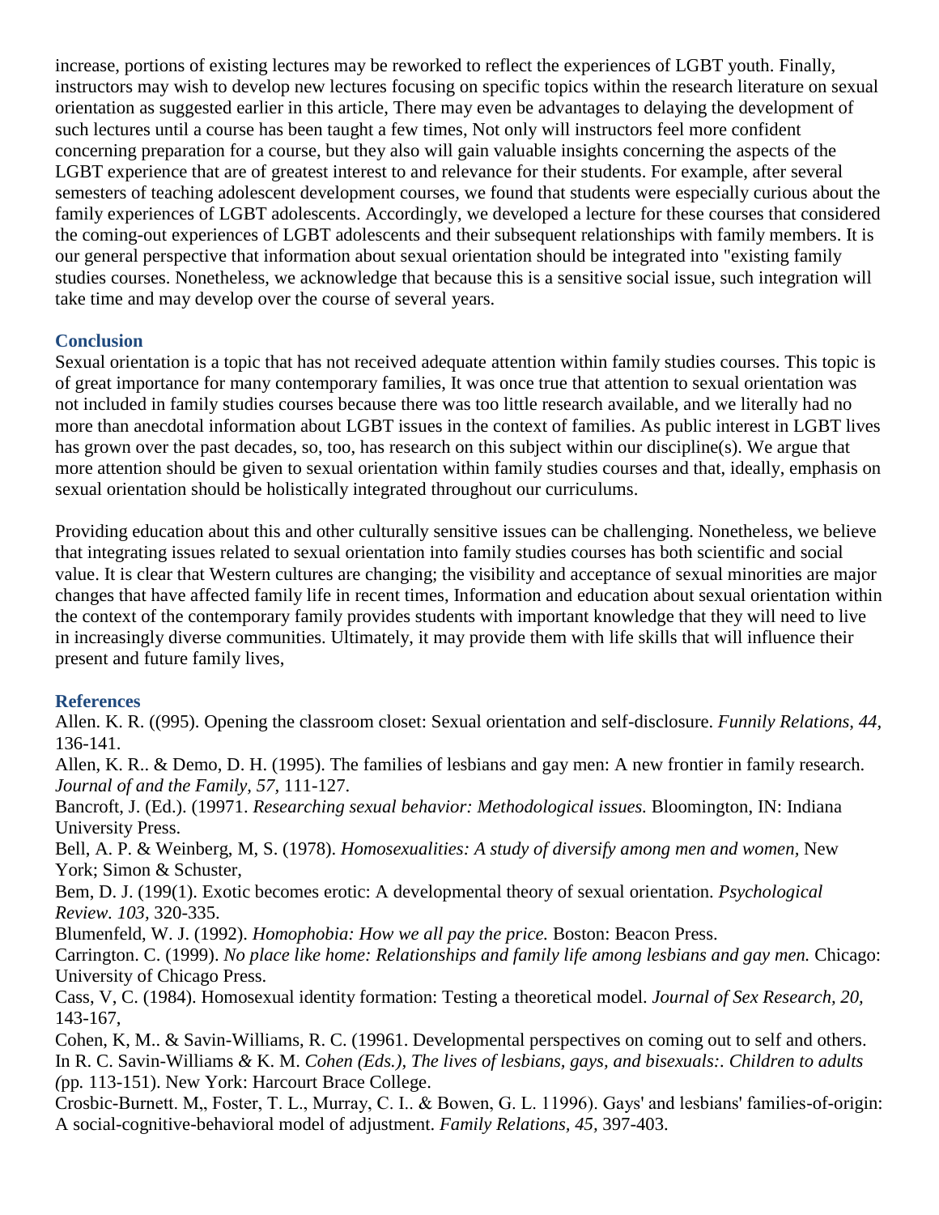increase, portions of existing lectures may be reworked to reflect the experiences of LGBT youth. Finally, instructors may wish to develop new lectures focusing on specific topics within the research literature on sexual orientation as suggested earlier in this article, There may even be advantages to delaying the development of such lectures until a course has been taught a few times, Not only will instructors feel more confident concerning preparation for a course, but they also will gain valuable insights concerning the aspects of the LGBT experience that are of greatest interest to and relevance for their students. For example, after several semesters of teaching adolescent development courses, we found that students were especially curious about the family experiences of LGBT adolescents. Accordingly, we developed a lecture for these courses that considered the coming-out experiences of LGBT adolescents and their subsequent relationships with family members. It is our general perspective that information about sexual orientation should be integrated into "existing family studies courses. Nonetheless, we acknowledge that because this is a sensitive social issue, such integration will take time and may develop over the course of several years.

## Conclusion

Sexual orientation is a topic that has not received adequate attention within family studies courses. This topic is of great importance for many contemporary families, It was once true that attention to sexual orientation was not included in family studies courses because there was too little research available, and we literally had no more than anecdotal information about LGBT issues in the context of families. As public interest in LGBT lives has grown over the past decades, so, too, has research on this subject within our discipline(s). We argue that more attention should be given to sexual orientation within family studies courses and that, ideally, emphasis on sexual orientation should be holistically integrated throughout our curriculums.

Providing education about this and other culturally sensitive issues can be challenging. Nonetheless, we believe that integrating issues related to sexual orientation into family studies courses has both scientific and social value. It is clear that Western cultures are changing; the visibility and acceptance of sexual minorities are major changes that have affected family life in recent times, Information and education about sexual orientation within the context of the contemporary family provides students with important knowledge that they will need to live in increasingly diverse communities. Ultimately, it may provide them with life skills that will influence their present and future family lives,

## References

Allen. K. R. ((995). Opening the classroom closet: Sexual orientation and self-disclosure. *Funnily Relations, 44,* 136-141.

Allen, K. R.. & Demo, D. H. (1995). The families of lesbians and gay men: A new frontier in family research. *Journal of and the Family, 57,* 111-127.

Bancroft, J. (Ed.). (19971. *Researching sexual behavior: Methodological issues.* Bloomington, IN: Indiana University Press.

Bell, A. P. & Weinberg, M, S. (1978). *Homosexualities: A study of diversify among men and women,* New York; Simon & Schuster,

Bem, D. J. (199(1). Exotic becomes erotic: A developmental theory of sexual orientation. *Psychological Review. 103,* 320-335.

Blumenfeld, W. J. (1992). *Homophobia: How we all pay the price.* Boston: Beacon Press.

Carrington. C. (1999). *No place like home: Relationships and family life among lesbians and gay men.* Chicago: University of Chicago Press.

Cass, V, C. (1984). Homosexual identity formation: Testing a theoretical model. *Journal of Sex Research, 20,* 143-167,

Cohen, K, M.. & Savin-Williams, R. C. (19961. Developmental perspectives on coming out to self and others. In R. C. Savin-Williams *&* K. M. *Cohen (Eds.), The lives of lesbians, gays, and bisexuals:. Children to adults (*pp. 113-151). New York: Harcourt Brace College.

Crosbic-Burnett. M,, Foster, T. L., Murray, C. I.. & Bowen, G. L. 11996). Gays' and lesbians' families-of-origin: A social-cognitive-behavioral model of adjustment. *Family Relations, 45,* 397-403.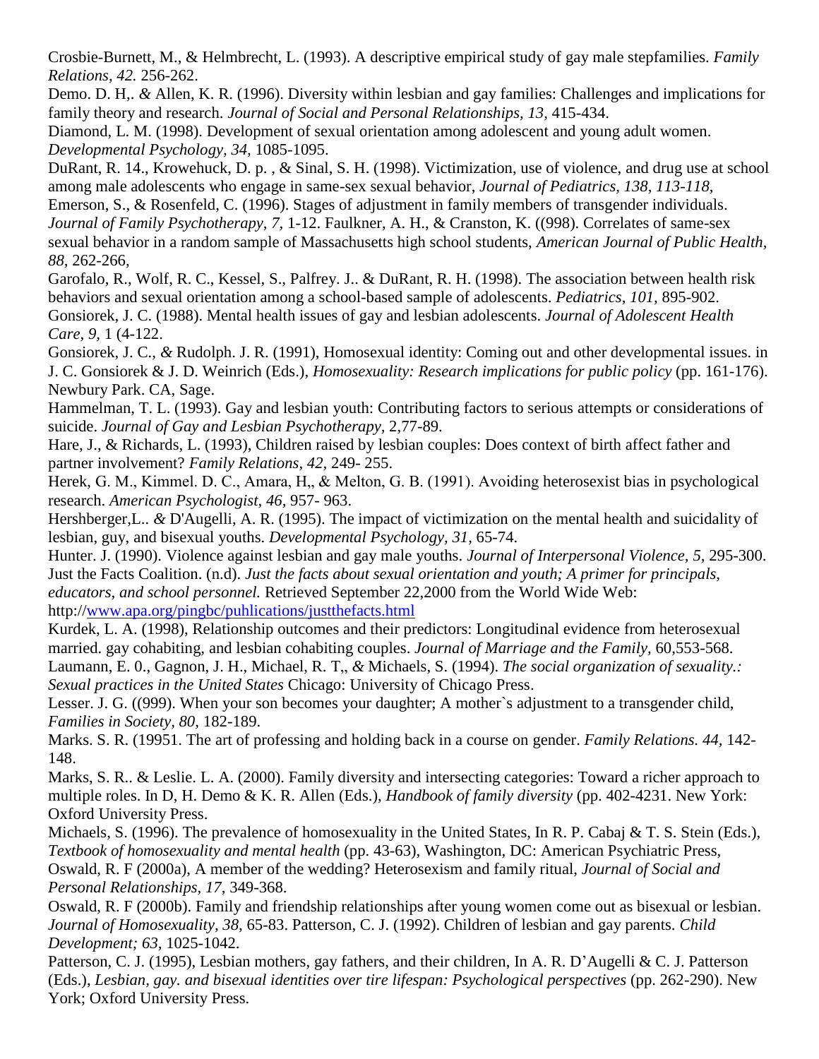Crosbie-Burnett, M., & Helmbrecht, L. (1993). A descriptive empirical study of gay male stepfamilies. *Family Relations, 42.* 256-262.

Demo. D. H,. *&* Allen, K. R. (1996). Diversity within lesbian and gay families: Challenges and implications for family theory and research. *Journal of Social and Personal Relationships, 13,* 415-434.

Diamond, L. M. (1998). Development of sexual orientation among adolescent and young adult women. *Developmental Psychology, 34,* 1085-1095.

DuRant, R. 14., Krowehuck, D. p. , & Sinal, S. H. (1998). Victimization, use of violence, and drug use at school among male adolescents who engage in same-sex sexual behavior, *Journal of Pediatrics, 138, 113-118,*

Emerson, S., & Rosenfeld, C. (1996). Stages of adjustment in family members of transgender individuals. *Journal of Family Psychotherapy, 7,* 1-12. Faulkner, A. H., & Cranston, K. ((998). Correlates of same-sex sexual behavior in a random sample of Massachusetts high school students, *American Journal of Public Health, 88,* 262-266,

Garofalo, R., Wolf, R. C., Kessel, S., Palfrey. J.. & DuRant, R. H. (1998). The association between health risk behaviors and sexual orientation among a school-based sample of adolescents. *Pediatrics, 101,* 895-902.

Gonsiorek, J. C. (1988). Mental health issues of gay and lesbian adolescents. *Journal of Adolescent Health Care, 9,* 1 (4-122.

Gonsiorek, J. C., *&* Rudolph. J. R. (1991), Homosexual identity: Coming out and other developmental issues. in J. C. Gonsiorek & J. D. Weinrich (Eds.), *Homosexuality: Research implications for public policy* (pp. 161-176). Newbury Park. CA, Sage.

Hammelman, T. L. (1993). Gay and lesbian youth: Contributing factors to serious attempts or considerations of suicide. *Journal of Gay and Lesbian Psychotherapy,* 2,77-89.

Hare, J., & Richards, L. (1993), Children raised by lesbian couples: Does context of birth affect father and partner involvement? *Family Relations, 42,* 249- 255.

Herek, G. M., Kimmel. D. C., Amara, H,, & Melton, G. B. (1991). Avoiding heterosexist bias in psychological research. *American Psychologist, 46,* 957- 963.

Hershberger,L.. *&* D'Augelli, A. R. (1995). The impact of victimization on the mental health and suicidality of lesbian, guy, and bisexual youths. *Developmental Psychology, 31,* 65-74.

Hunter. J. (1990). Violence against lesbian and gay male youths. *Journal of Interpersonal Violence, 5,* 295-300.

Just the Facts Coalition. (n.d). *Just the facts about sexual orientation and youth; A primer for principals, educators, and school personnel.* Retrieved September 22,2000 from the World Wide Web: http://www.apa.org/pingbc/puhlications/justthefacts.html

Kurdek, L. A. (1998), Relationship outcomes and their predictors: Longitudinal evidence from heterosexual married. gay cohabiting, and lesbian cohabiting couples. *Journal of Marriage and the Family,* 60,553-568.

Laumann, E. 0., Gagnon, J. H., Michael, R. T,, *&* Michaels, S. (1994). *The social organization of sexuality.: Sexual practices in the United States* Chicago: University of Chicago Press.

Lesser. J. G. ((999). When your son becomes your daughter; A mother`s adjustment to a transgender child, *Families in Society, 80,* 182-189.

Marks. S. R. (19951. The art of professing and holding back in a course on gender. *Family Relations. 44,* 142-148.

Marks, S. R.. & Leslie. L. A. (2000). Family diversity and intersecting categories: Toward a richer approach to multiple roles. In D, H. Demo & K. R. Allen (Eds.), *Handbook of family diversity* (pp. 402-4231. New York: Oxford University Press.

Michaels, S. (1996). The prevalence of homosexuality in the United States, In R. P. Cabaj & T. S. Stein (Eds.), *Textbook of homosexuality and mental health* (pp. 43-63), Washington, DC: American Psychiatric Press,

Oswald, R. F (2000a), A member of the wedding? Heterosexism and family ritual, *Journal of Social and Personal Relationships, 17,* 349-368.

Oswald, R. F (2000b). Family and friendship relationships after young women come out as bisexual or lesbian. *Journal of Homosexuality, 38,* 65-83. Patterson, C. J. (1992). Children of lesbian and gay parents. *Child Development; 63,* 1025-1042.

Patterson, C. J. (1995), Lesbian mothers, gay fathers, and their children, In A. R. D'Augelli & C. J. Patterson (Eds.), *Lesbian, gay. and bisexual identities over tire lifespan: Psychological perspectives* (pp. 262-290). New York; Oxford University Press.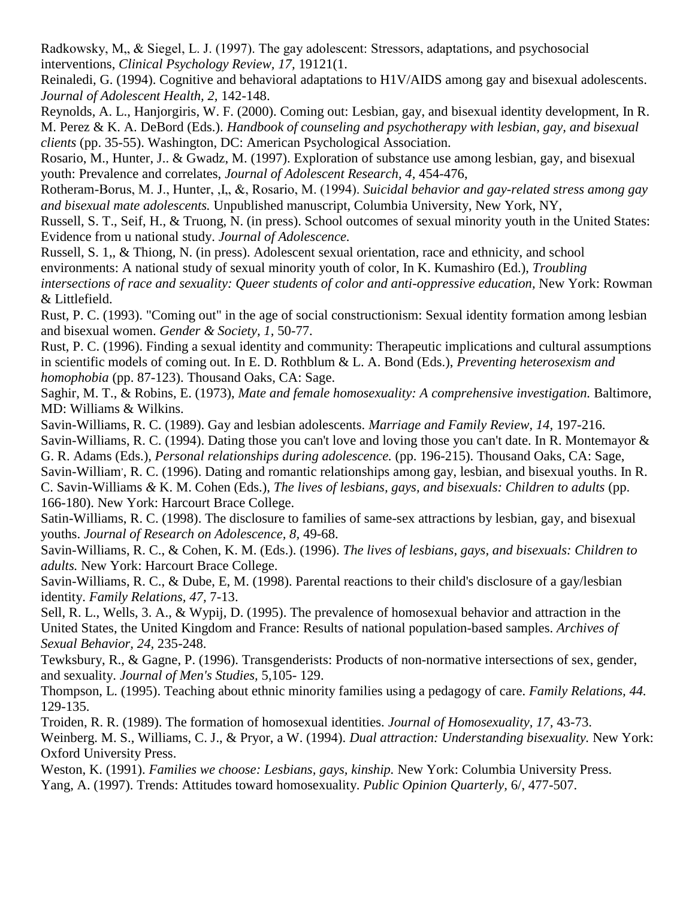Radkowsky, M,, & Siegel, L. J. (1997). The gay adolescent: Stressors, adaptations, and psychosocial interventions, *Clinical Psychology Review, 17,* 19121(1.

Reinaledi, G. (1994). Cognitive and behavioral adaptations to H1V/AIDS among gay and bisexual adolescents. *Journal of Adolescent Health, 2,* 142-148.

Reynolds, A. L., Hanjorgiris, W. F. (2000). Coming out: Lesbian, gay, and bisexual identity development, In R. M. Perez & K. A. DeBord (Eds.). *Handbook of counseling and psychotherapy with lesbian, gay, and bisexual clients* (pp. 35-55). Washington, DC: American Psychological Association.

Rosario, M., Hunter, J.. & Gwadz, M. (1997). Exploration of substance use among lesbian, gay, and bisexual youth: Prevalence and correlates, *Journal of Adolescent Research, 4,* 454-476,

Rotheram-Borus, M. J., Hunter, ,I,, &, Rosario, M. (1994). *Suicidal behavior and gay-related stress among gay and bisexual mate adolescents.* Unpublished manuscript, Columbia University, New York, NY,

Russell, S. T., Seif, H., & Truong, N. (in press). School outcomes of sexual minority youth in the United States: Evidence from u national study. *Journal of Adolescence.*

Russell, S. 1,, & Thiong, N. (in press). Adolescent sexual orientation, race and ethnicity, and school environments: A national study of sexual minority youth of color, In K. Kumashiro (Ed.), *Troubling intersections of race and sexuality: Queer students of color and anti-oppressive education,* New York: Rowman & Littlefield.

Rust, P. C. (1993). "Coming out" in the age of social constructionism: Sexual identity formation among lesbian and bisexual women. *Gender & Society, 1,* 50-77.

Rust, P. C. (1996). Finding a sexual identity and community: Therapeutic implications and cultural assumptions in scientific models of coming out. In E. D. Rothblum & L. A. Bond (Eds.), *Preventing heterosexism and homophobia* (pp. 87-123). Thousand Oaks, CA: Sage.

Saghir, M. T., & Robins, E. (1973), *Mate and female homosexuality: A comprehensive investigation.* Baltimore, MD: Williams & Wilkins.

Savin-Williams, R. C. (1989). Gay and lesbian adolescents. *Marriage and Family Review, 14,* 197-216.

Savin-Williams, R. C. (1994). Dating those you can't love and loving those you can't date. In R. Montemayor & G. R. Adams (Eds.), *Personal relationships during adolescence.* (pp. 196-215). Thousand Oaks, CA: Sage,

Savin-William', R. C. (1996). Dating and romantic relationships among gay, lesbian, and bisexual youths. In R. C. Savin-Williams & K. M. Cohen (Eds.), *The lives of lesbians, gays, and bisexuals: Children to adults* (pp. 166-180). New York: Harcourt Brace College.

Satin-Williams, R. C. (1998). The disclosure to families of same-sex attractions by lesbian, gay, and bisexual youths. *Journal of Research on Adolescence, 8,* 49-68.

Savin-Williams, R. C., & Cohen, K. M. (Eds.). (1996). *The lives of lesbians, gays, and bisexuals: Children to adults.* New York: Harcourt Brace College.

Savin-Williams, R. C., & Dube, E, M. (1998). Parental reactions to their child's disclosure of a gay/lesbian identity. *Family Relations, 47,* 7-13.

Sell, R. L., Wells, 3. A., & Wypij, D. (1995). The prevalence of homosexual behavior and attraction in the United States, the United Kingdom and France: Results of national population-based samples. *Archives of Sexual Behavior, 24,* 235-248.

Tewksbury, R., & Gagne, P. (1996). Transgenderists: Products of non-normative intersections of sex, gender, and sexuality. *Journal of Men's Studies,* 5,105- 129.

Thompson, L. (1995). Teaching about ethnic minority families using a pedagogy of care. *Family Relations, 44.* 129-135.

Troiden, R. R. (1989). The formation of homosexual identities. *Journal of Homosexuality, 17,* 43-73.

Weinberg. M. S., Williams, C. J., & Pryor, a W. (1994). *Dual attraction: Understanding bisexuality.* New York: Oxford University Press.

Weston, K. (1991). *Families we choose: Lesbians, gays, kinship.* New York: Columbia University Press.

Yang, A. (1997). Trends: Attitudes toward homosexuality. *Public Opinion Quarterly,* 6/, 477-507.